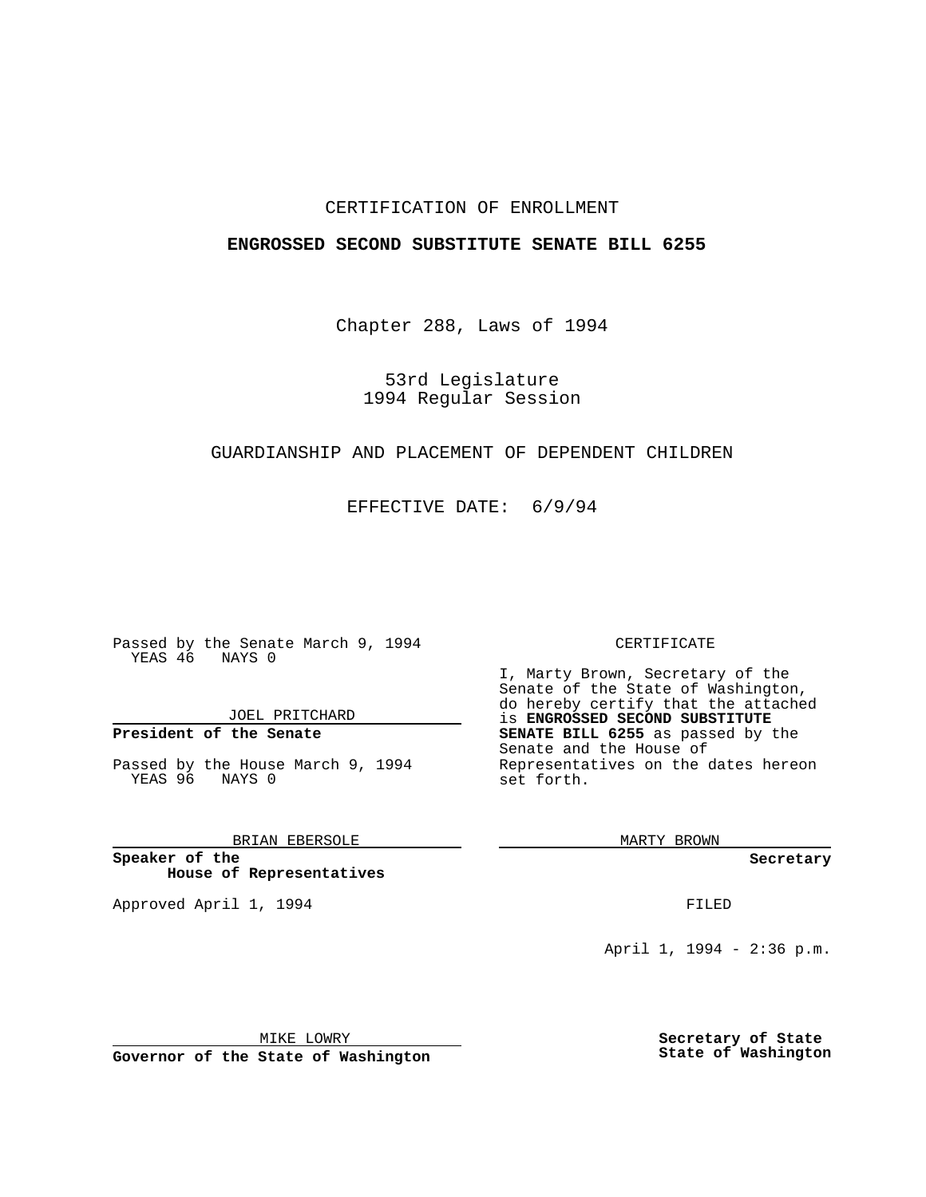CERTIFICATION OF ENROLLMENT

**ENGROSSED SECOND SUBSTITUTE SENATE BILL 6255**

Chapter 288, Laws of 1994

53rd Legislature
1994 Regular Session

GUARDIANSHIP AND PLACEMENT OF DEPENDENT CHILDREN

EFFECTIVE DATE: 6/9/94

Passed by the Senate March 9, 1994
YEAS 46 NAYS 0

JOEL PRITCHARD

**President of the Senate**

Passed by the House March 9, 1994
YEAS 96 NAYS 0

BRIAN EBERSOLE

**Speaker of the House of Representatives**

Approved April 1, 1994

MIKE LOWRY

**Governor of the State of Washington**

CERTIFICATE

I, Marty Brown, Secretary of the Senate of the State of Washington, do hereby certify that the attached is **ENGROSSED SECOND SUBSTITUTE SENATE BILL 6255** as passed by the Senate and the House of Representatives on the dates hereon set forth.

MARTY BROWN

**Secretary**

FILED

April 1, 1994 - 2:36 p.m.

**Secretary of State**
**State of Washington**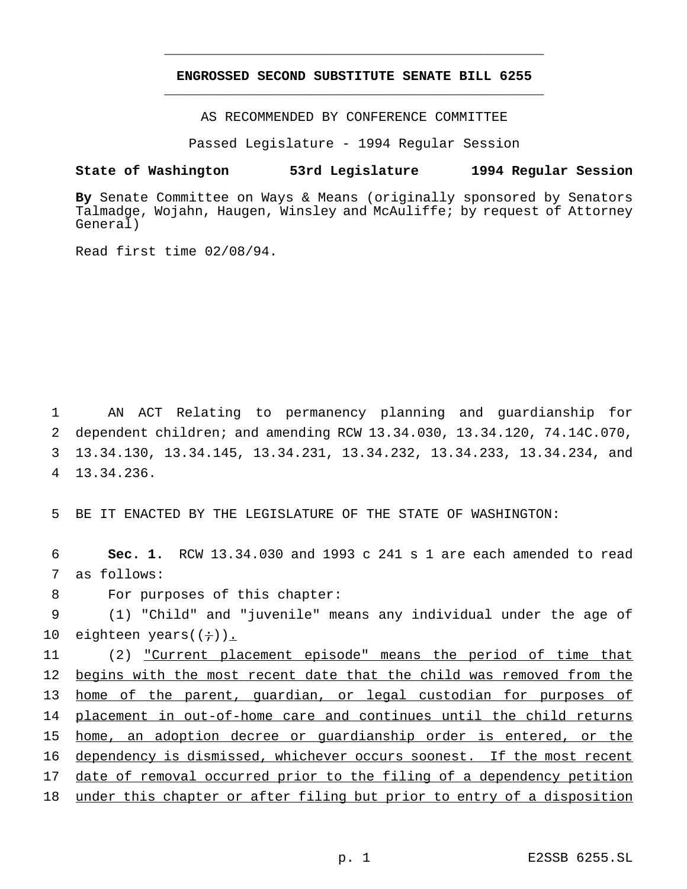**ENGROSSED SECOND SUBSTITUTE SENATE BILL 6255**

AS RECOMMENDED BY CONFERENCE COMMITTEE

Passed Legislature - 1994 Regular Session

**State of Washington 53rd Legislature 1994 Regular Session**

**By** Senate Committee on Ways & Means (originally sponsored by Senators Talmadge, Wojahn, Haugen, Winsley and McAuliffe; by request of Attorney General)

Read first time 02/08/94.

1 AN ACT Relating to permanency planning and guardianship for
2 dependent children; and amending RCW 13.34.030, 13.34.120, 74.14C.070,
3 13.34.130, 13.34.145, 13.34.231, 13.34.232, 13.34.233, 13.34.234, and
4 13.34.236.

5 BE IT ENACTED BY THE LEGISLATURE OF THE STATE OF WASHINGTON:

6 **Sec. 1.** RCW 13.34.030 and 1993 c 241 s 1 are each amended to read
7 as follows:
8 For purposes of this chapter:
9 (1) "Child" and "juvenile" means any individual under the age of
10 eighteen years((;)).
11 (2) "Current placement episode" means the period of time that
12 begins with the most recent date that the child was removed from the
13 home of the parent, guardian, or legal custodian for purposes of
14 placement in out-of-home care and continues until the child returns
15 home, an adoption decree or guardianship order is entered, or the
16 dependency is dismissed, whichever occurs soonest. If the most recent
17 date of removal occurred prior to the filing of a dependency petition
18 under this chapter or after filing but prior to entry of a disposition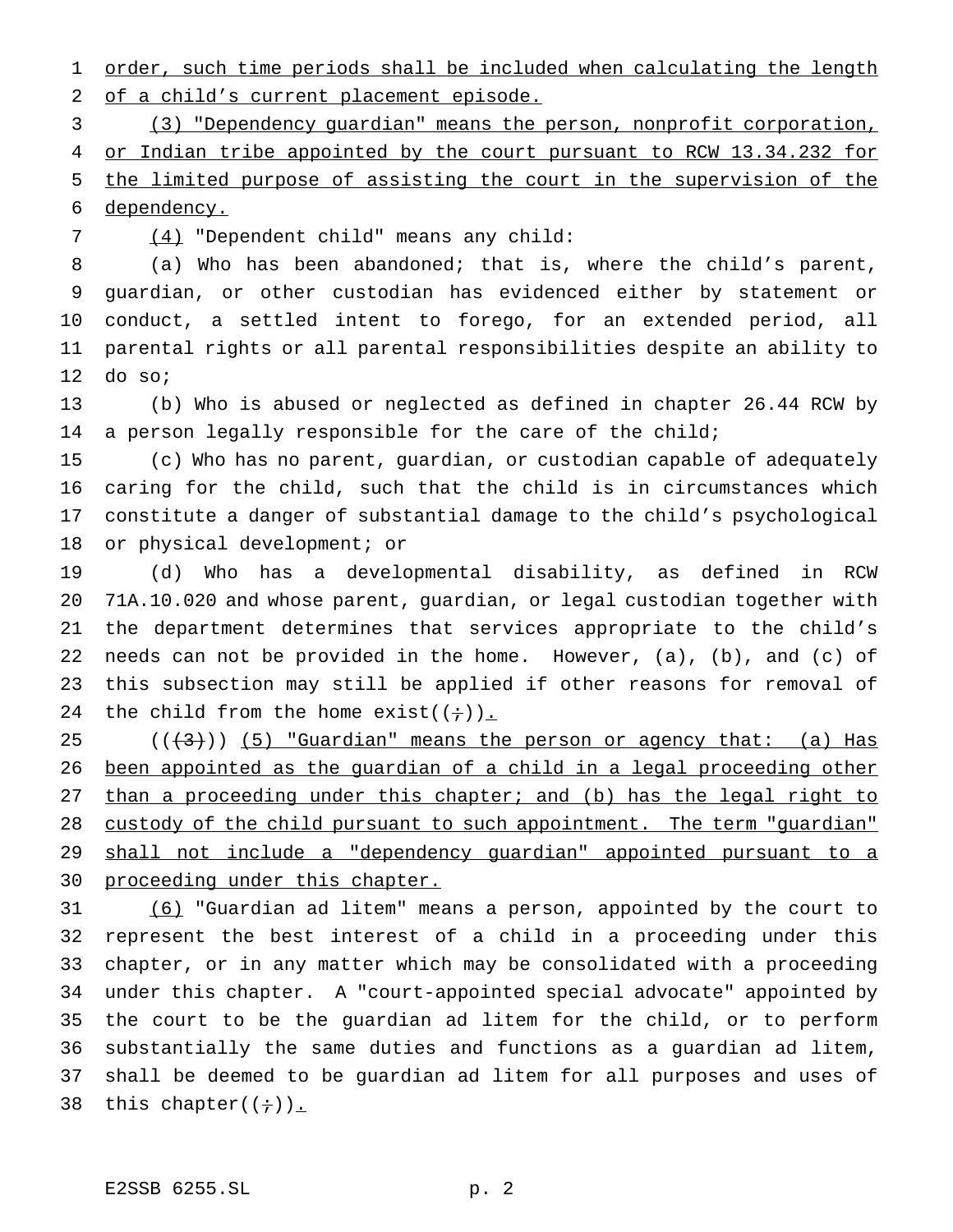order, such time periods shall be included when calculating the length of a child's current placement episode.

(3) "Dependency guardian" means the person, nonprofit corporation, or Indian tribe appointed by the court pursuant to RCW 13.34.232 for the limited purpose of assisting the court in the supervision of the dependency.

(4) "Dependent child" means any child:

(a) Who has been abandoned; that is, where the child's parent, guardian, or other custodian has evidenced either by statement or conduct, a settled intent to forego, for an extended period, all parental rights or all parental responsibilities despite an ability to do so;

(b) Who is abused or neglected as defined in chapter 26.44 RCW by a person legally responsible for the care of the child;

(c) Who has no parent, guardian, or custodian capable of adequately caring for the child, such that the child is in circumstances which constitute a danger of substantial damage to the child's psychological or physical development; or

(d) Who has a developmental disability, as defined in RCW 71A.10.020 and whose parent, guardian, or legal custodian together with the department determines that services appropriate to the child's needs can not be provided in the home. However, (a), (b), and (c) of this subsection may still be applied if other reasons for removal of the child from the home exist((;)).

(((3))) (5) "Guardian" means the person or agency that: (a) Has been appointed as the guardian of a child in a legal proceeding other than a proceeding under this chapter; and (b) has the legal right to custody of the child pursuant to such appointment. The term "guardian" shall not include a "dependency guardian" appointed pursuant to a proceeding under this chapter.

(6) "Guardian ad litem" means a person, appointed by the court to represent the best interest of a child in a proceeding under this chapter, or in any matter which may be consolidated with a proceeding under this chapter. A "court-appointed special advocate" appointed by the court to be the guardian ad litem for the child, or to perform substantially the same duties and functions as a guardian ad litem, shall be deemed to be guardian ad litem for all purposes and uses of this chapter((;)).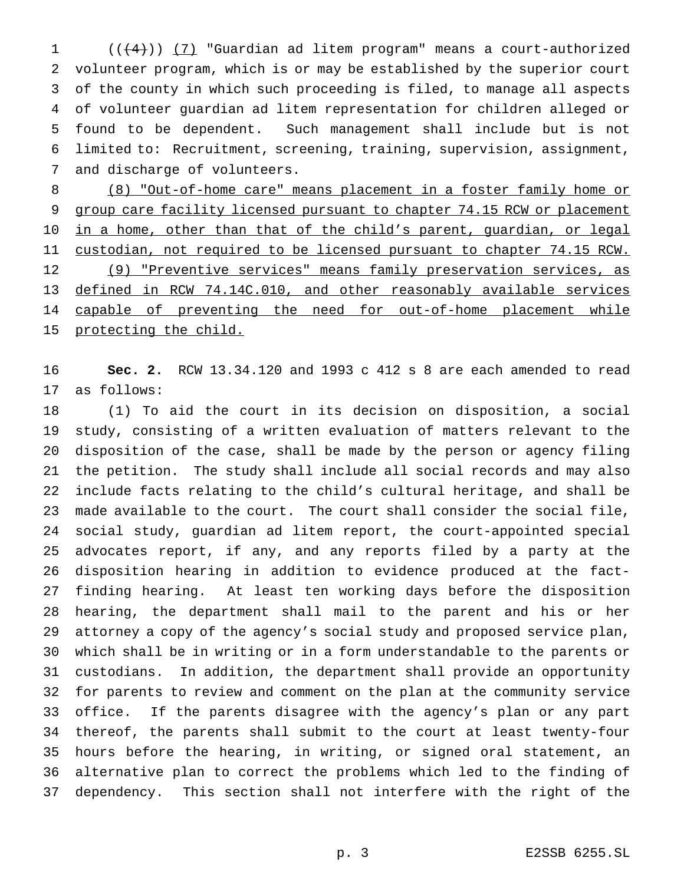(((4))) (7) "Guardian ad litem program" means a court-authorized volunteer program, which is or may be established by the superior court of the county in which such proceeding is filed, to manage all aspects of volunteer guardian ad litem representation for children alleged or found to be dependent. Such management shall include but is not limited to: Recruitment, screening, training, supervision, assignment, and discharge of volunteers.

(8) "Out-of-home care" means placement in a foster family home or group care facility licensed pursuant to chapter 74.15 RCW or placement in a home, other than that of the child's parent, guardian, or legal custodian, not required to be licensed pursuant to chapter 74.15 RCW.

(9) "Preventive services" means family preservation services, as defined in RCW 74.14C.010, and other reasonably available services capable of preventing the need for out-of-home placement while protecting the child.

**Sec. 2.** RCW 13.34.120 and 1993 c 412 s 8 are each amended to read as follows:

(1) To aid the court in its decision on disposition, a social study, consisting of a written evaluation of matters relevant to the disposition of the case, shall be made by the person or agency filing the petition. The study shall include all social records and may also include facts relating to the child's cultural heritage, and shall be made available to the court. The court shall consider the social file, social study, guardian ad litem report, the court-appointed special advocates report, if any, and any reports filed by a party at the disposition hearing in addition to evidence produced at the fact-finding hearing. At least ten working days before the disposition hearing, the department shall mail to the parent and his or her attorney a copy of the agency's social study and proposed service plan, which shall be in writing or in a form understandable to the parents or custodians. In addition, the department shall provide an opportunity for parents to review and comment on the plan at the community service office. If the parents disagree with the agency's plan or any part thereof, the parents shall submit to the court at least twenty-four hours before the hearing, in writing, or signed oral statement, an alternative plan to correct the problems which led to the finding of dependency. This section shall not interfere with the right of the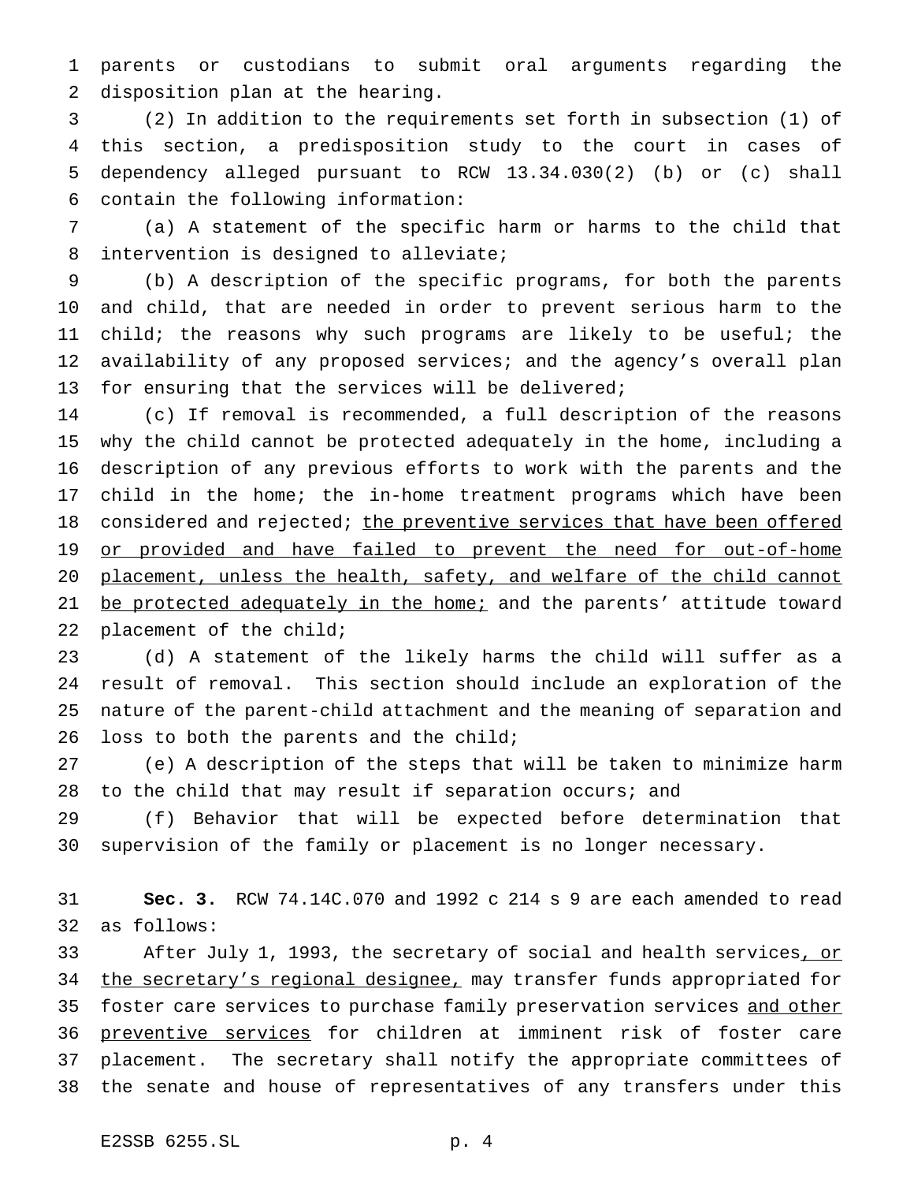parents or custodians to submit oral arguments regarding the disposition plan at the hearing.

(2) In addition to the requirements set forth in subsection (1) of this section, a predisposition study to the court in cases of dependency alleged pursuant to RCW 13.34.030(2) (b) or (c) shall contain the following information:

(a) A statement of the specific harm or harms to the child that intervention is designed to alleviate;

(b) A description of the specific programs, for both the parents and child, that are needed in order to prevent serious harm to the child; the reasons why such programs are likely to be useful; the availability of any proposed services; and the agency's overall plan for ensuring that the services will be delivered;

(c) If removal is recommended, a full description of the reasons why the child cannot be protected adequately in the home, including a description of any previous efforts to work with the parents and the child in the home; the in-home treatment programs which have been considered and rejected; the preventive services that have been offered or provided and have failed to prevent the need for out-of-home placement, unless the health, safety, and welfare of the child cannot be protected adequately in the home; and the parents' attitude toward placement of the child;

(d) A statement of the likely harms the child will suffer as a result of removal. This section should include an exploration of the nature of the parent-child attachment and the meaning of separation and loss to both the parents and the child;

(e) A description of the steps that will be taken to minimize harm to the child that may result if separation occurs; and

(f) Behavior that will be expected before determination that supervision of the family or placement is no longer necessary.

**Sec. 3.** RCW 74.14C.070 and 1992 c 214 s 9 are each amended to read as follows:

After July 1, 1993, the secretary of social and health services, or the secretary's regional designee, may transfer funds appropriated for foster care services to purchase family preservation services and other preventive services for children at imminent risk of foster care placement. The secretary shall notify the appropriate committees of the senate and house of representatives of any transfers under this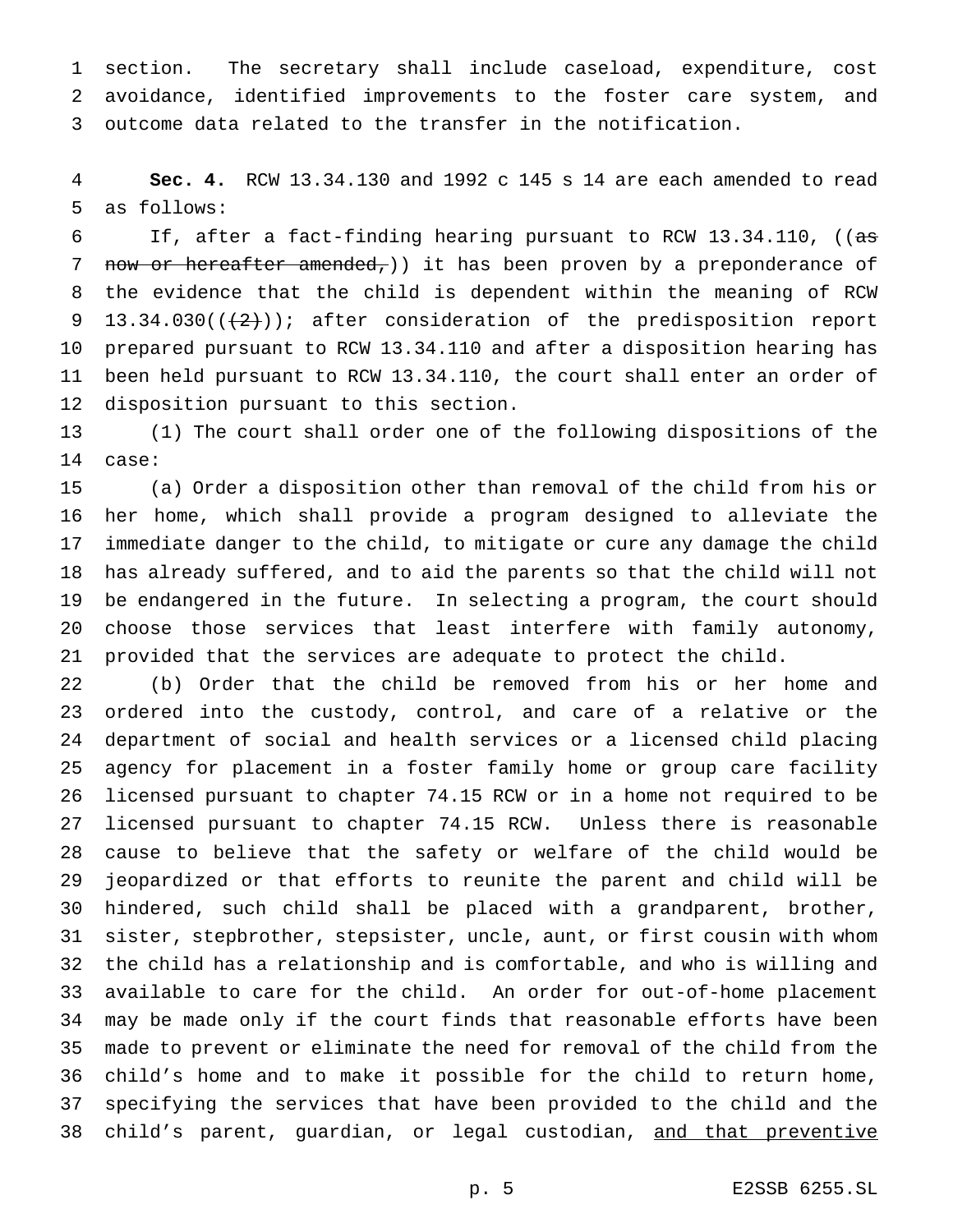section. The secretary shall include caseload, expenditure, cost avoidance, identified improvements to the foster care system, and outcome data related to the transfer in the notification.

**Sec. 4.** RCW 13.34.130 and 1992 c 145 s 14 are each amended to read as follows:

If, after a fact-finding hearing pursuant to RCW 13.34.110, ((~~as now or hereafter amended,~~)) it has been proven by a preponderance of the evidence that the child is dependent within the meaning of RCW 13.34.030((~~(2)~~)); after consideration of the predisposition report prepared pursuant to RCW 13.34.110 and after a disposition hearing has been held pursuant to RCW 13.34.110, the court shall enter an order of disposition pursuant to this section.

(1) The court shall order one of the following dispositions of the case:

(a) Order a disposition other than removal of the child from his or her home, which shall provide a program designed to alleviate the immediate danger to the child, to mitigate or cure any damage the child has already suffered, and to aid the parents so that the child will not be endangered in the future. In selecting a program, the court should choose those services that least interfere with family autonomy, provided that the services are adequate to protect the child.

(b) Order that the child be removed from his or her home and ordered into the custody, control, and care of a relative or the department of social and health services or a licensed child placing agency for placement in a foster family home or group care facility licensed pursuant to chapter 74.15 RCW or in a home not required to be licensed pursuant to chapter 74.15 RCW. Unless there is reasonable cause to believe that the safety or welfare of the child would be jeopardized or that efforts to reunite the parent and child will be hindered, such child shall be placed with a grandparent, brother, sister, stepbrother, stepsister, uncle, aunt, or first cousin with whom the child has a relationship and is comfortable, and who is willing and available to care for the child. An order for out-of-home placement may be made only if the court finds that reasonable efforts have been made to prevent or eliminate the need for removal of the child from the child's home and to make it possible for the child to return home, specifying the services that have been provided to the child and the child's parent, guardian, or legal custodian, <u>and that preventive</u>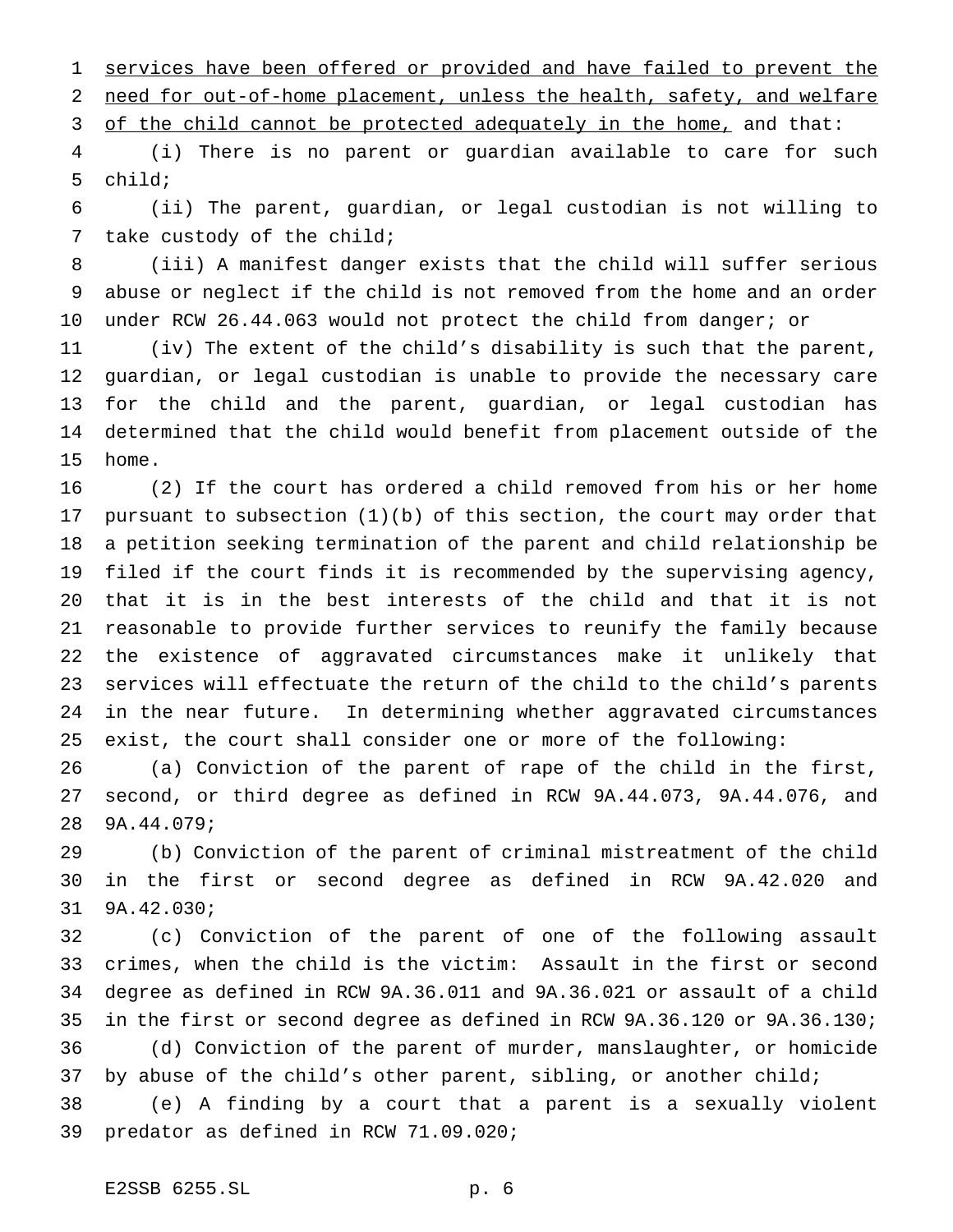services have been offered or provided and have failed to prevent the need for out-of-home placement, unless the health, safety, and welfare of the child cannot be protected adequately in the home, and that:

(i) There is no parent or guardian available to care for such child;

(ii) The parent, guardian, or legal custodian is not willing to take custody of the child;

(iii) A manifest danger exists that the child will suffer serious abuse or neglect if the child is not removed from the home and an order under RCW 26.44.063 would not protect the child from danger; or

(iv) The extent of the child's disability is such that the parent, guardian, or legal custodian is unable to provide the necessary care for the child and the parent, guardian, or legal custodian has determined that the child would benefit from placement outside of the home.

(2) If the court has ordered a child removed from his or her home pursuant to subsection (1)(b) of this section, the court may order that a petition seeking termination of the parent and child relationship be filed if the court finds it is recommended by the supervising agency, that it is in the best interests of the child and that it is not reasonable to provide further services to reunify the family because the existence of aggravated circumstances make it unlikely that services will effectuate the return of the child to the child's parents in the near future. In determining whether aggravated circumstances exist, the court shall consider one or more of the following:

(a) Conviction of the parent of rape of the child in the first, second, or third degree as defined in RCW 9A.44.073, 9A.44.076, and 9A.44.079;

(b) Conviction of the parent of criminal mistreatment of the child in the first or second degree as defined in RCW 9A.42.020 and 9A.42.030;

(c) Conviction of the parent of one of the following assault crimes, when the child is the victim: Assault in the first or second degree as defined in RCW 9A.36.011 and 9A.36.021 or assault of a child in the first or second degree as defined in RCW 9A.36.120 or 9A.36.130;

(d) Conviction of the parent of murder, manslaughter, or homicide by abuse of the child's other parent, sibling, or another child;

(e) A finding by a court that a parent is a sexually violent predator as defined in RCW 71.09.020;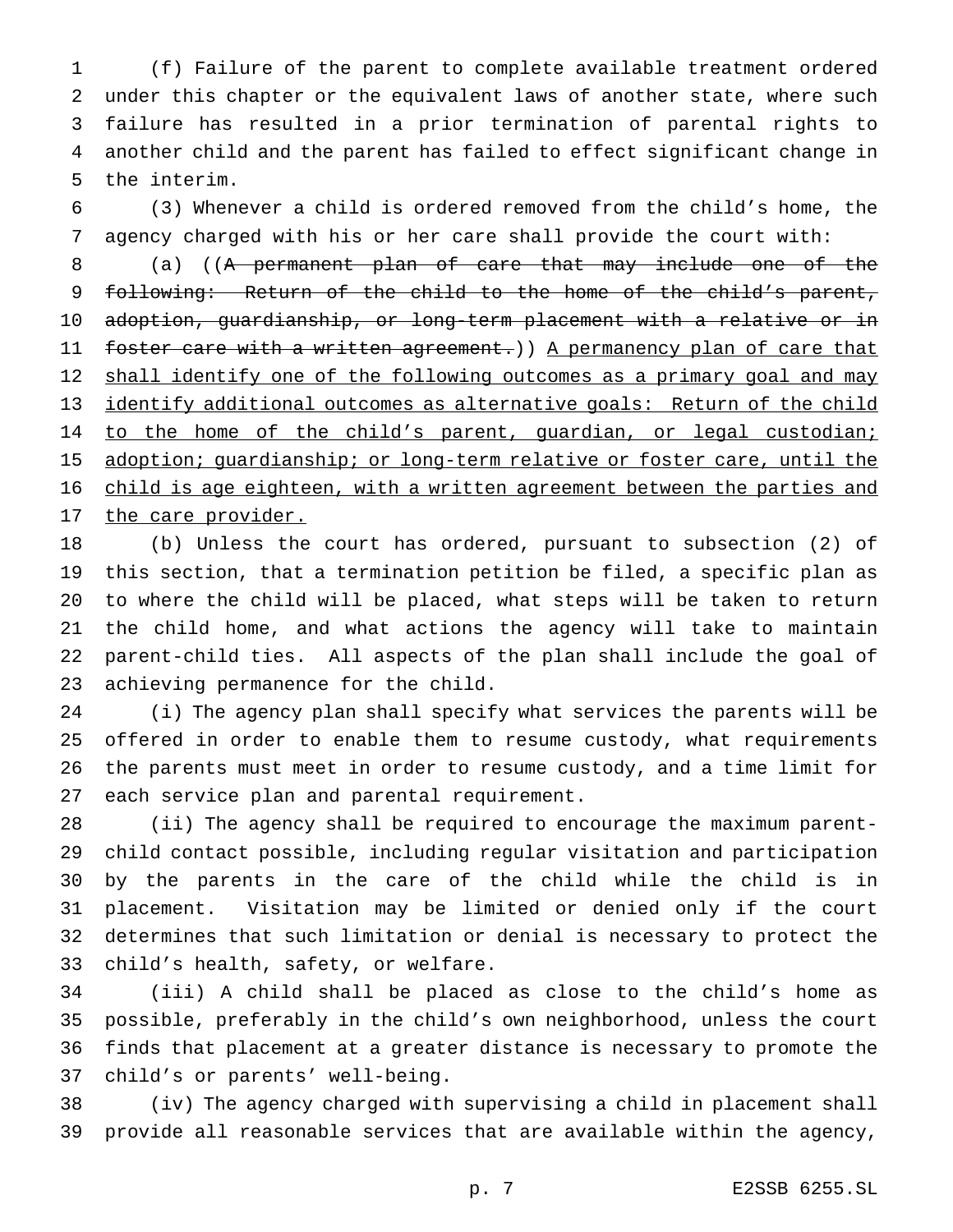(f) Failure of the parent to complete available treatment ordered under this chapter or the equivalent laws of another state, where such failure has resulted in a prior termination of parental rights to another child and the parent has failed to effect significant change in the interim.

(3) Whenever a child is ordered removed from the child's home, the agency charged with his or her care shall provide the court with:

(a) ((~~A permanent plan of care that may include one of the following: Return of the child to the home of the child's parent, adoption, guardianship, or long-term placement with a relative or in foster care with a written agreement.~~)) A permanency plan of care that shall identify one of the following outcomes as a primary goal and may identify additional outcomes as alternative goals: Return of the child to the home of the child's parent, guardian, or legal custodian; adoption; guardianship; or long-term relative or foster care, until the child is age eighteen, with a written agreement between the parties and the care provider.

(b) Unless the court has ordered, pursuant to subsection (2) of this section, that a termination petition be filed, a specific plan as to where the child will be placed, what steps will be taken to return the child home, and what actions the agency will take to maintain parent-child ties. All aspects of the plan shall include the goal of achieving permanence for the child.

(i) The agency plan shall specify what services the parents will be offered in order to enable them to resume custody, what requirements the parents must meet in order to resume custody, and a time limit for each service plan and parental requirement.

(ii) The agency shall be required to encourage the maximum parent-child contact possible, including regular visitation and participation by the parents in the care of the child while the child is in placement. Visitation may be limited or denied only if the court determines that such limitation or denial is necessary to protect the child's health, safety, or welfare.

(iii) A child shall be placed as close to the child's home as possible, preferably in the child's own neighborhood, unless the court finds that placement at a greater distance is necessary to promote the child's or parents' well-being.

(iv) The agency charged with supervising a child in placement shall provide all reasonable services that are available within the agency,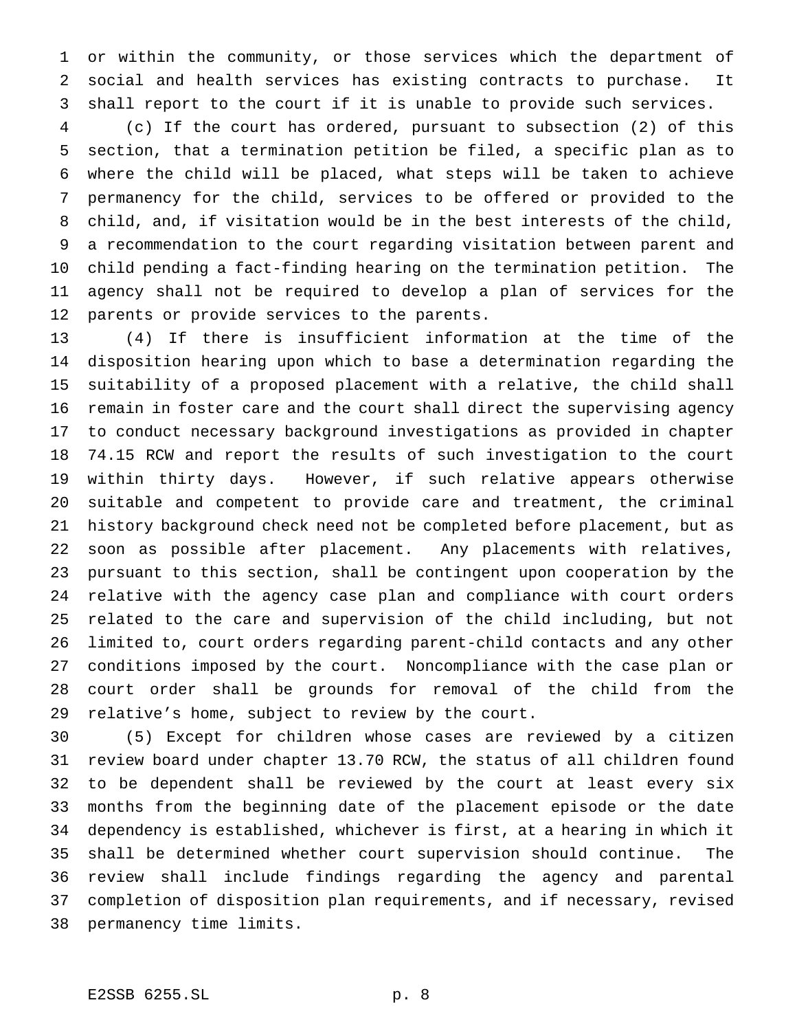or within the community, or those services which the department of social and health services has existing contracts to purchase. It shall report to the court if it is unable to provide such services.

(c) If the court has ordered, pursuant to subsection (2) of this section, that a termination petition be filed, a specific plan as to where the child will be placed, what steps will be taken to achieve permanency for the child, services to be offered or provided to the child, and, if visitation would be in the best interests of the child, a recommendation to the court regarding visitation between parent and child pending a fact-finding hearing on the termination petition. The agency shall not be required to develop a plan of services for the parents or provide services to the parents.

(4) If there is insufficient information at the time of the disposition hearing upon which to base a determination regarding the suitability of a proposed placement with a relative, the child shall remain in foster care and the court shall direct the supervising agency to conduct necessary background investigations as provided in chapter 74.15 RCW and report the results of such investigation to the court within thirty days. However, if such relative appears otherwise suitable and competent to provide care and treatment, the criminal history background check need not be completed before placement, but as soon as possible after placement. Any placements with relatives, pursuant to this section, shall be contingent upon cooperation by the relative with the agency case plan and compliance with court orders related to the care and supervision of the child including, but not limited to, court orders regarding parent-child contacts and any other conditions imposed by the court. Noncompliance with the case plan or court order shall be grounds for removal of the child from the relative's home, subject to review by the court.

(5) Except for children whose cases are reviewed by a citizen review board under chapter 13.70 RCW, the status of all children found to be dependent shall be reviewed by the court at least every six months from the beginning date of the placement episode or the date dependency is established, whichever is first, at a hearing in which it shall be determined whether court supervision should continue. The review shall include findings regarding the agency and parental completion of disposition plan requirements, and if necessary, revised permanency time limits.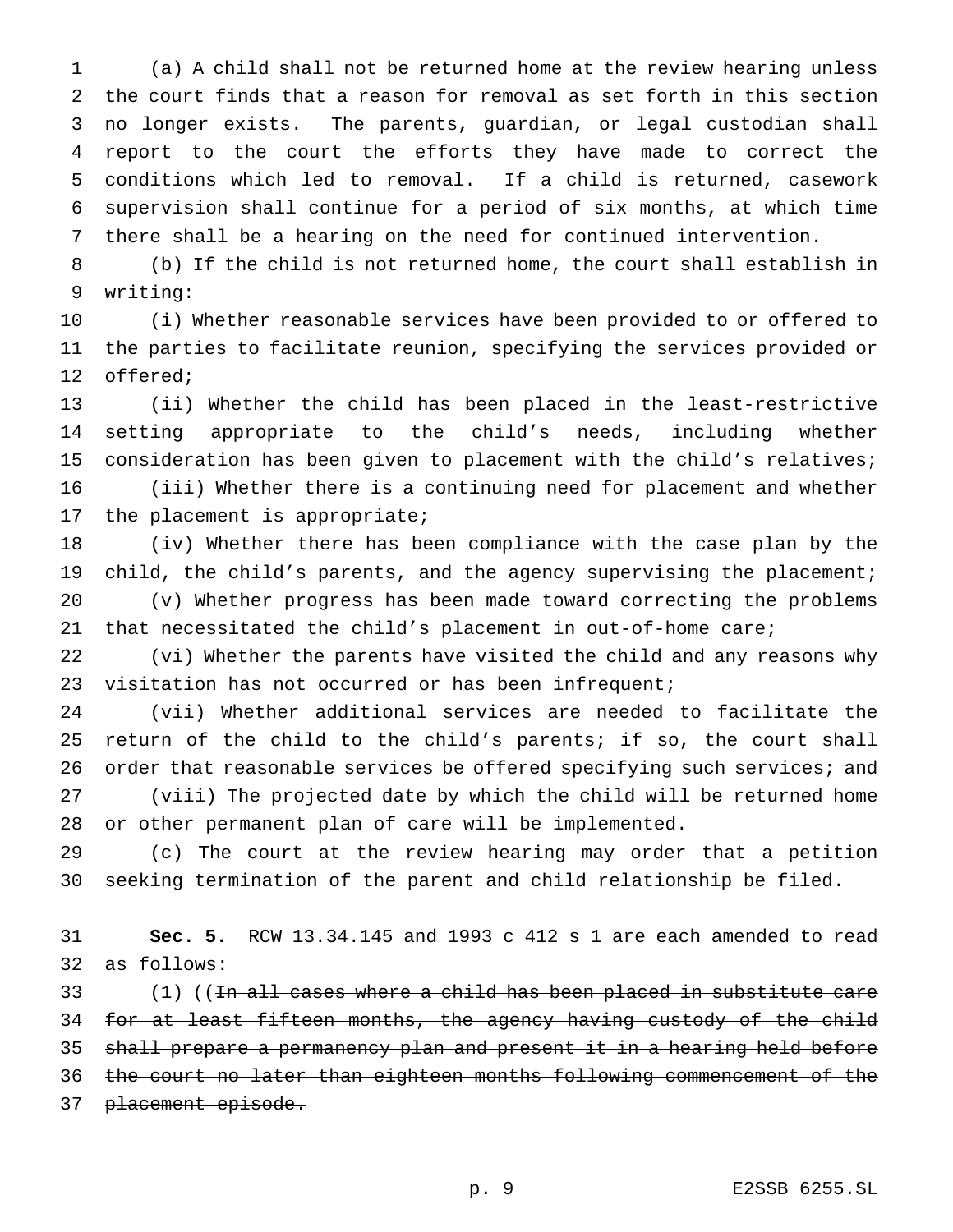(a) A child shall not be returned home at the review hearing unless the court finds that a reason for removal as set forth in this section no longer exists. The parents, guardian, or legal custodian shall report to the court the efforts they have made to correct the conditions which led to removal. If a child is returned, casework supervision shall continue for a period of six months, at which time there shall be a hearing on the need for continued intervention.

(b) If the child is not returned home, the court shall establish in writing:

(i) Whether reasonable services have been provided to or offered to the parties to facilitate reunion, specifying the services provided or offered;

(ii) Whether the child has been placed in the least-restrictive setting appropriate to the child's needs, including whether consideration has been given to placement with the child's relatives;

(iii) Whether there is a continuing need for placement and whether the placement is appropriate;

(iv) Whether there has been compliance with the case plan by the child, the child's parents, and the agency supervising the placement;

(v) Whether progress has been made toward correcting the problems that necessitated the child's placement in out-of-home care;

(vi) Whether the parents have visited the child and any reasons why visitation has not occurred or has been infrequent;

(vii) Whether additional services are needed to facilitate the return of the child to the child's parents; if so, the court shall order that reasonable services be offered specifying such services; and

(viii) The projected date by which the child will be returned home or other permanent plan of care will be implemented.

(c) The court at the review hearing may order that a petition seeking termination of the parent and child relationship be filed.

**Sec. 5.** RCW 13.34.145 and 1993 c 412 s 1 are each amended to read as follows:

(1) ((~~In all cases where a child has been placed in substitute care for at least fifteen months, the agency having custody of the child shall prepare a permanency plan and present it in a hearing held before the court no later than eighteen months following commencement of the placement episode.~~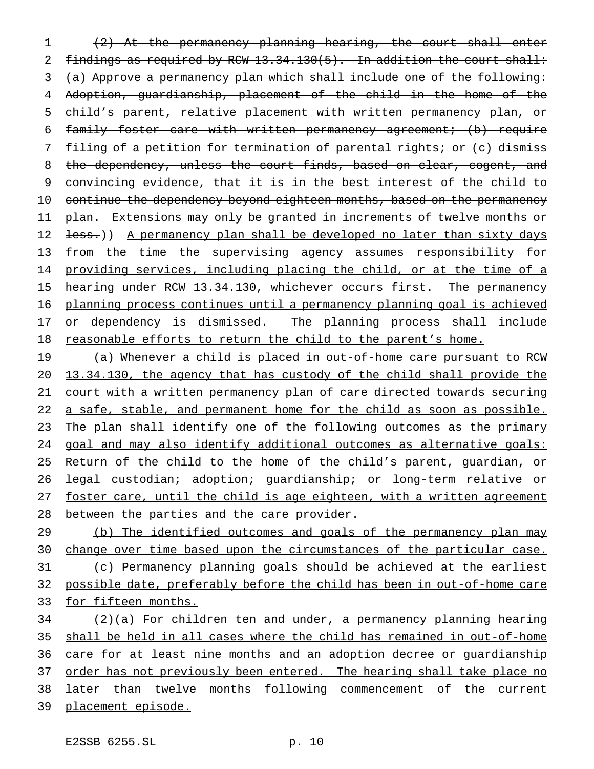~~(2) At the permanency planning hearing, the court shall enter findings as required by RCW 13.34.130(5). In addition the court shall: (a) Approve a permanency plan which shall include one of the following: Adoption, guardianship, placement of the child in the home of the child's parent, relative placement with written permanency plan, or family foster care with written permanency agreement; (b) require filing of a petition for termination of parental rights; or (c) dismiss the dependency, unless the court finds, based on clear, cogent, and convincing evidence, that it is in the best interest of the child to continue the dependency beyond eighteen months, based on the permanency plan. Extensions may only be granted in increments of twelve months or less.~~)) <u>A permanency plan shall be developed no later than sixty days from the time the supervising agency assumes responsibility for providing services, including placing the child, or at the time of a hearing under RCW 13.34.130, whichever occurs first. The permanency planning process continues until a permanency planning goal is achieved or dependency is dismissed. The planning process shall include reasonable efforts to return the child to the parent's home.</u>

<u>(a) Whenever a child is placed in out-of-home care pursuant to RCW 13.34.130, the agency that has custody of the child shall provide the court with a written permanency plan of care directed towards securing a safe, stable, and permanent home for the child as soon as possible. The plan shall identify one of the following outcomes as the primary goal and may also identify additional outcomes as alternative goals: Return of the child to the home of the child's parent, guardian, or legal custodian; adoption; guardianship; or long-term relative or foster care, until the child is age eighteen, with a written agreement between the parties and the care provider.</u>

<u>(b) The identified outcomes and goals of the permanency plan may change over time based upon the circumstances of the particular case.</u>

<u>(c) Permanency planning goals should be achieved at the earliest possible date, preferably before the child has been in out-of-home care for fifteen months.</u>

<u>(2)(a) For children ten and under, a permanency planning hearing shall be held in all cases where the child has remained in out-of-home care for at least nine months and an adoption decree or guardianship order has not previously been entered. The hearing shall take place no later than twelve months following commencement of the current placement episode.</u>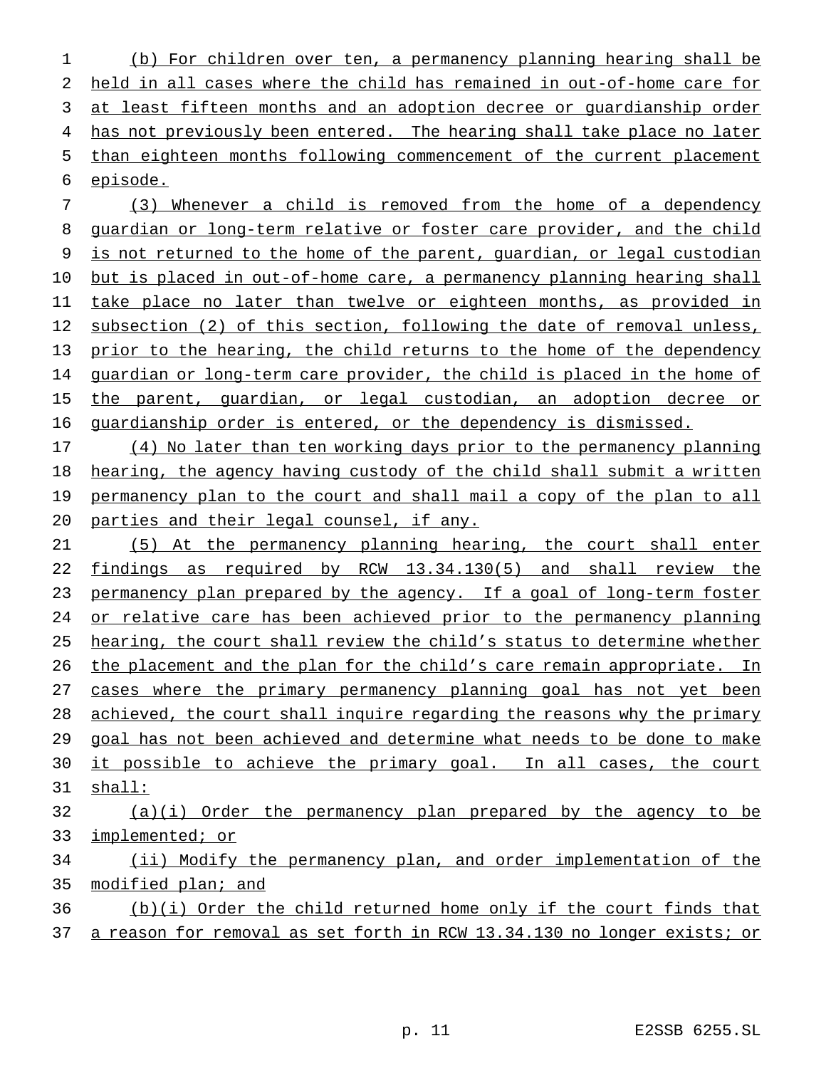(b) For children over ten, a permanency planning hearing shall be held in all cases where the child has remained in out-of-home care for at least fifteen months and an adoption decree or guardianship order has not previously been entered. The hearing shall take place no later than eighteen months following commencement of the current placement episode.

(3) Whenever a child is removed from the home of a dependency guardian or long-term relative or foster care provider, and the child is not returned to the home of the parent, guardian, or legal custodian but is placed in out-of-home care, a permanency planning hearing shall take place no later than twelve or eighteen months, as provided in subsection (2) of this section, following the date of removal unless, prior to the hearing, the child returns to the home of the dependency guardian or long-term care provider, the child is placed in the home of the parent, guardian, or legal custodian, an adoption decree or guardianship order is entered, or the dependency is dismissed.

(4) No later than ten working days prior to the permanency planning hearing, the agency having custody of the child shall submit a written permanency plan to the court and shall mail a copy of the plan to all parties and their legal counsel, if any.

(5) At the permanency planning hearing, the court shall enter findings as required by RCW 13.34.130(5) and shall review the permanency plan prepared by the agency. If a goal of long-term foster or relative care has been achieved prior to the permanency planning hearing, the court shall review the child's status to determine whether the placement and the plan for the child's care remain appropriate. In cases where the primary permanency planning goal has not yet been achieved, the court shall inquire regarding the reasons why the primary goal has not been achieved and determine what needs to be done to make it possible to achieve the primary goal. In all cases, the court shall:

(a)(i) Order the permanency plan prepared by the agency to be implemented; or

(ii) Modify the permanency plan, and order implementation of the modified plan; and

(b)(i) Order the child returned home only if the court finds that a reason for removal as set forth in RCW 13.34.130 no longer exists; or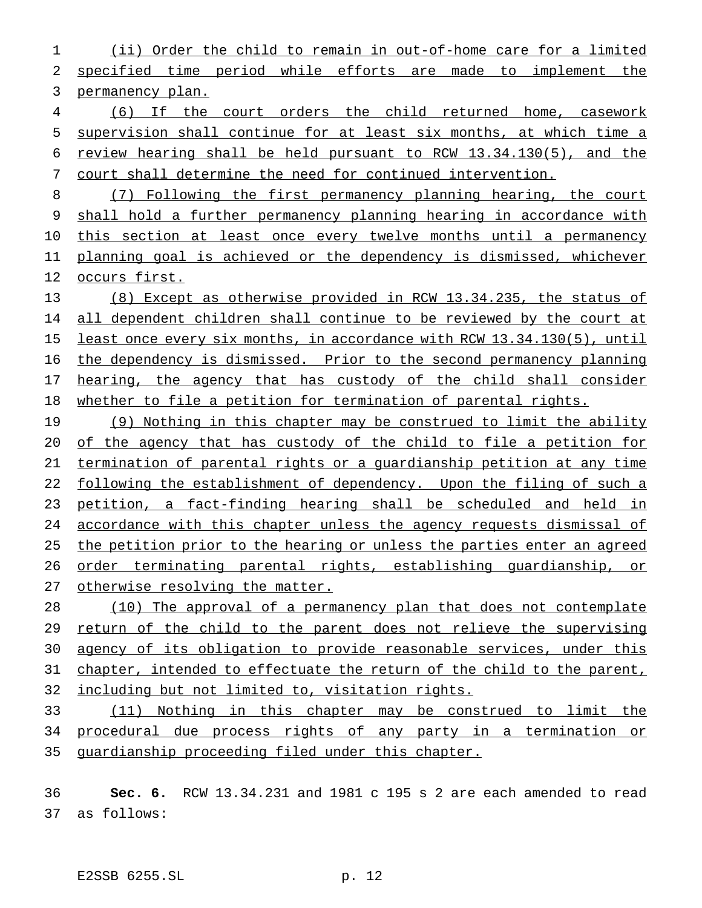(ii) Order the child to remain in out-of-home care for a limited specified time period while efforts are made to implement the permanency plan.

(6) If the court orders the child returned home, casework supervision shall continue for at least six months, at which time a review hearing shall be held pursuant to RCW 13.34.130(5), and the court shall determine the need for continued intervention.

(7) Following the first permanency planning hearing, the court shall hold a further permanency planning hearing in accordance with this section at least once every twelve months until a permanency planning goal is achieved or the dependency is dismissed, whichever occurs first.

(8) Except as otherwise provided in RCW 13.34.235, the status of all dependent children shall continue to be reviewed by the court at least once every six months, in accordance with RCW 13.34.130(5), until the dependency is dismissed. Prior to the second permanency planning hearing, the agency that has custody of the child shall consider whether to file a petition for termination of parental rights.

(9) Nothing in this chapter may be construed to limit the ability of the agency that has custody of the child to file a petition for termination of parental rights or a guardianship petition at any time following the establishment of dependency. Upon the filing of such a petition, a fact-finding hearing shall be scheduled and held in accordance with this chapter unless the agency requests dismissal of the petition prior to the hearing or unless the parties enter an agreed order terminating parental rights, establishing guardianship, or otherwise resolving the matter.

(10) The approval of a permanency plan that does not contemplate return of the child to the parent does not relieve the supervising agency of its obligation to provide reasonable services, under this chapter, intended to effectuate the return of the child to the parent, including but not limited to, visitation rights.

(11) Nothing in this chapter may be construed to limit the procedural due process rights of any party in a termination or guardianship proceeding filed under this chapter.

**Sec. 6.** RCW 13.34.231 and 1981 c 195 s 2 are each amended to read as follows: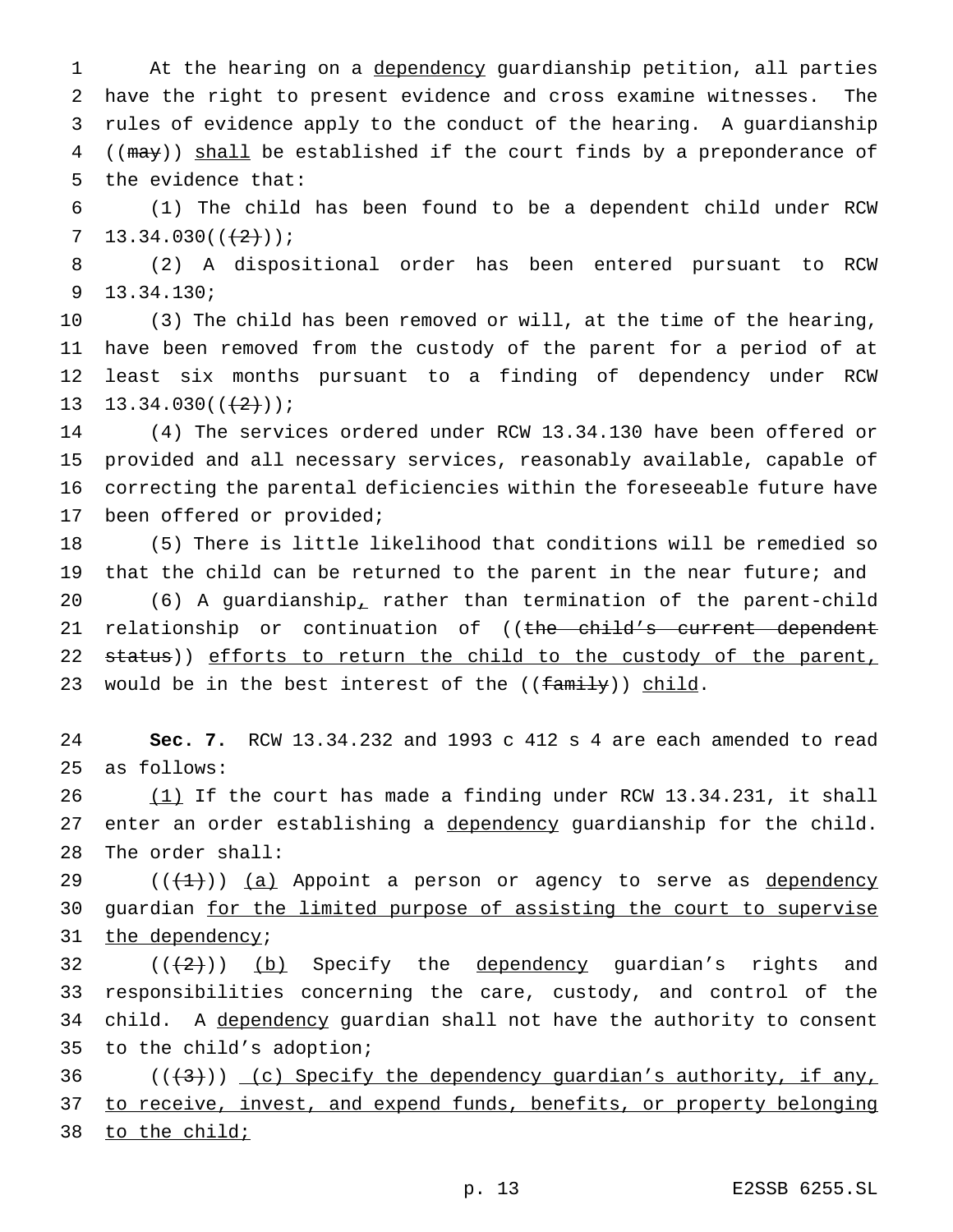At the hearing on a dependency guardianship petition, all parties have the right to present evidence and cross examine witnesses. The rules of evidence apply to the conduct of the hearing. A guardianship ((~~may~~)) shall be established if the court finds by a preponderance of the evidence that:

(1) The child has been found to be a dependent child under RCW 13.34.030((~~(2)~~));

(2) A dispositional order has been entered pursuant to RCW 13.34.130;

(3) The child has been removed or will, at the time of the hearing, have been removed from the custody of the parent for a period of at least six months pursuant to a finding of dependency under RCW 13.34.030((~~(2)~~));

(4) The services ordered under RCW 13.34.130 have been offered or provided and all necessary services, reasonably available, capable of correcting the parental deficiencies within the foreseeable future have been offered or provided;

(5) There is little likelihood that conditions will be remedied so that the child can be returned to the parent in the near future; and

(6) A guardianship, rather than termination of the parent-child relationship or continuation of ((~~the child's current dependent status~~)) efforts to return the child to the custody of the parent, would be in the best interest of the ((~~family~~)) child.

**Sec. 7.** RCW 13.34.232 and 1993 c 412 s 4 are each amended to read as follows:

(1) If the court has made a finding under RCW 13.34.231, it shall enter an order establishing a dependency guardianship for the child. The order shall:

((~~(1)~~)) (a) Appoint a person or agency to serve as dependency guardian for the limited purpose of assisting the court to supervise the dependency;

((~~(2)~~)) (b) Specify the dependency guardian's rights and responsibilities concerning the care, custody, and control of the child. A dependency guardian shall not have the authority to consent to the child's adoption;

((~~(3)~~)) (c) Specify the dependency guardian's authority, if any, to receive, invest, and expend funds, benefits, or property belonging to the child;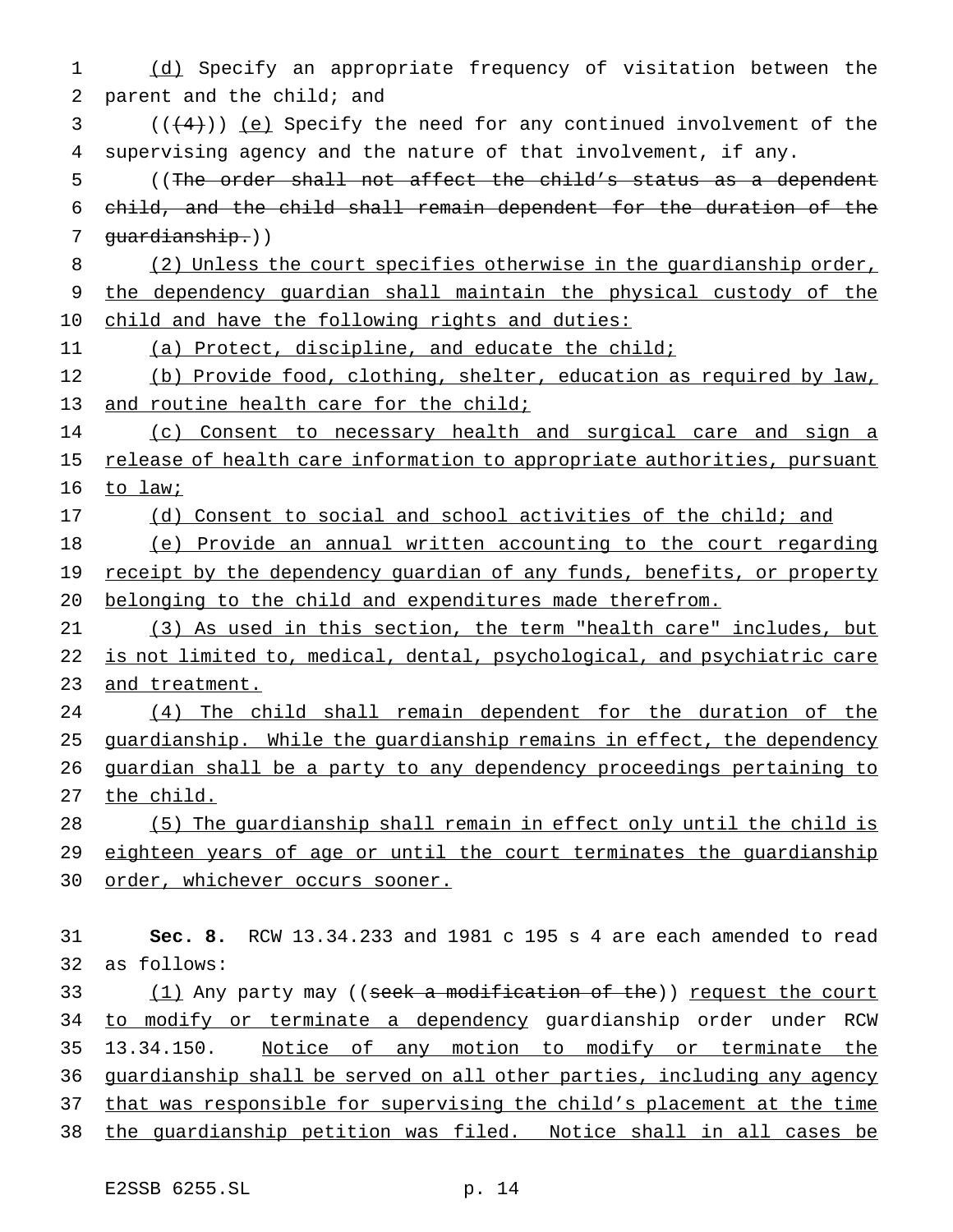(d) Specify an appropriate frequency of visitation between the parent and the child; and

(((4))) (e) Specify the need for any continued involvement of the supervising agency and the nature of that involvement, if any.

((The order shall not affect the child's status as a dependent child, and the child shall remain dependent for the duration of the guardianship.))

(2) Unless the court specifies otherwise in the guardianship order, the dependency guardian shall maintain the physical custody of the child and have the following rights and duties:

(a) Protect, discipline, and educate the child;

(b) Provide food, clothing, shelter, education as required by law, and routine health care for the child;

(c) Consent to necessary health and surgical care and sign a release of health care information to appropriate authorities, pursuant to law;

(d) Consent to social and school activities of the child; and

(e) Provide an annual written accounting to the court regarding receipt by the dependency guardian of any funds, benefits, or property belonging to the child and expenditures made therefrom.

(3) As used in this section, the term "health care" includes, but is not limited to, medical, dental, psychological, and psychiatric care and treatment.

(4) The child shall remain dependent for the duration of the guardianship. While the guardianship remains in effect, the dependency guardian shall be a party to any dependency proceedings pertaining to the child.

(5) The guardianship shall remain in effect only until the child is eighteen years of age or until the court terminates the guardianship order, whichever occurs sooner.

**Sec. 8.** RCW 13.34.233 and 1981 c 195 s 4 are each amended to read as follows:

(1) Any party may ((seek a modification of the)) request the court to modify or terminate a dependency guardianship order under RCW 13.34.150. Notice of any motion to modify or terminate the guardianship shall be served on all other parties, including any agency that was responsible for supervising the child's placement at the time the guardianship petition was filed. Notice shall in all cases be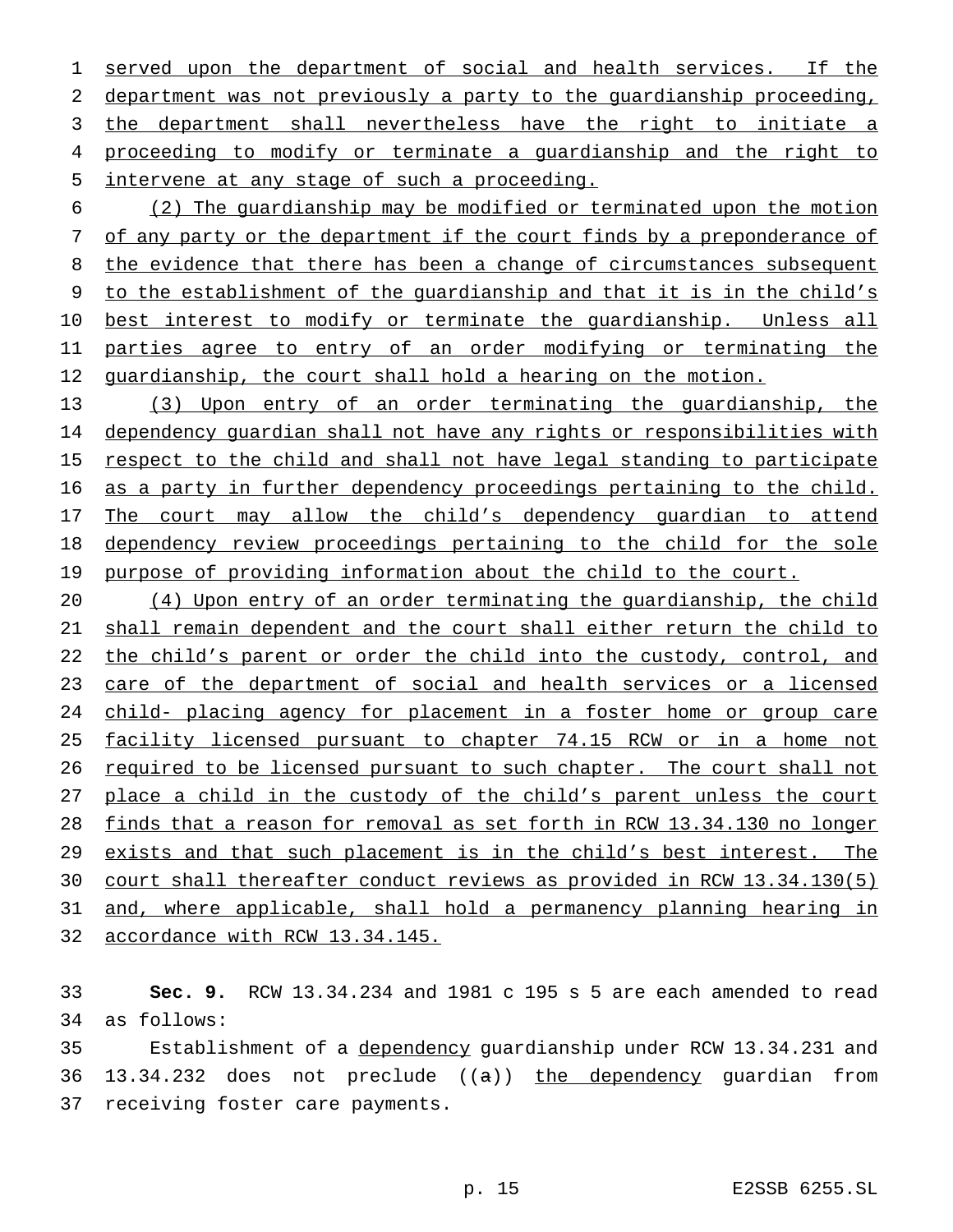served upon the department of social and health services. If the department was not previously a party to the guardianship proceeding, the department shall nevertheless have the right to initiate a proceeding to modify or terminate a guardianship and the right to intervene at any stage of such a proceeding.

(2) The guardianship may be modified or terminated upon the motion of any party or the department if the court finds by a preponderance of the evidence that there has been a change of circumstances subsequent to the establishment of the guardianship and that it is in the child's best interest to modify or terminate the guardianship. Unless all parties agree to entry of an order modifying or terminating the guardianship, the court shall hold a hearing on the motion.

(3) Upon entry of an order terminating the guardianship, the dependency guardian shall not have any rights or responsibilities with respect to the child and shall not have legal standing to participate as a party in further dependency proceedings pertaining to the child. The court may allow the child's dependency guardian to attend dependency review proceedings pertaining to the child for the sole purpose of providing information about the child to the court.

(4) Upon entry of an order terminating the guardianship, the child shall remain dependent and the court shall either return the child to the child's parent or order the child into the custody, control, and care of the department of social and health services or a licensed child- placing agency for placement in a foster home or group care facility licensed pursuant to chapter 74.15 RCW or in a home not required to be licensed pursuant to such chapter. The court shall not place a child in the custody of the child's parent unless the court finds that a reason for removal as set forth in RCW 13.34.130 no longer exists and that such placement is in the child's best interest. The court shall thereafter conduct reviews as provided in RCW 13.34.130(5) and, where applicable, shall hold a permanency planning hearing in accordance with RCW 13.34.145.

**Sec. 9.** RCW 13.34.234 and 1981 c 195 s 5 are each amended to read as follows:

Establishment of a dependency guardianship under RCW 13.34.231 and 13.34.232 does not preclude ((~~a~~)) the dependency guardian from receiving foster care payments.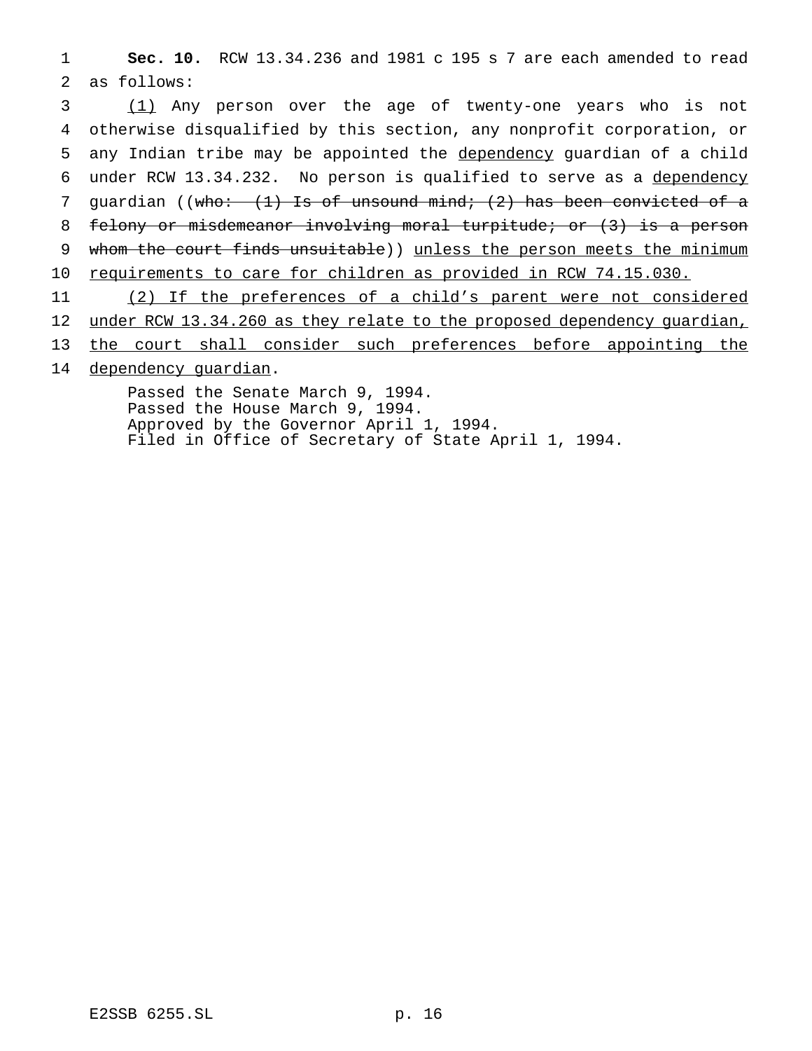**Sec. 10.** RCW 13.34.236 and 1981 c 195 s 7 are each amended to read as follows:

(1) Any person over the age of twenty-one years who is not otherwise disqualified by this section, any nonprofit corporation, or any Indian tribe may be appointed the dependency guardian of a child under RCW 13.34.232. No person is qualified to serve as a dependency guardian ((~~who: (1) Is of unsound mind; (2) has been convicted of a felony or misdemeanor involving moral turpitude; or (3) is a person whom the court finds unsuitable~~)) unless the person meets the minimum requirements to care for children as provided in RCW 74.15.030.

(2) If the preferences of a child's parent were not considered under RCW 13.34.260 as they relate to the proposed dependency guardian, the court shall consider such preferences before appointing the dependency guardian.

Passed the Senate March 9, 1994.
Passed the House March 9, 1994.
Approved by the Governor April 1, 1994.
Filed in Office of Secretary of State April 1, 1994.